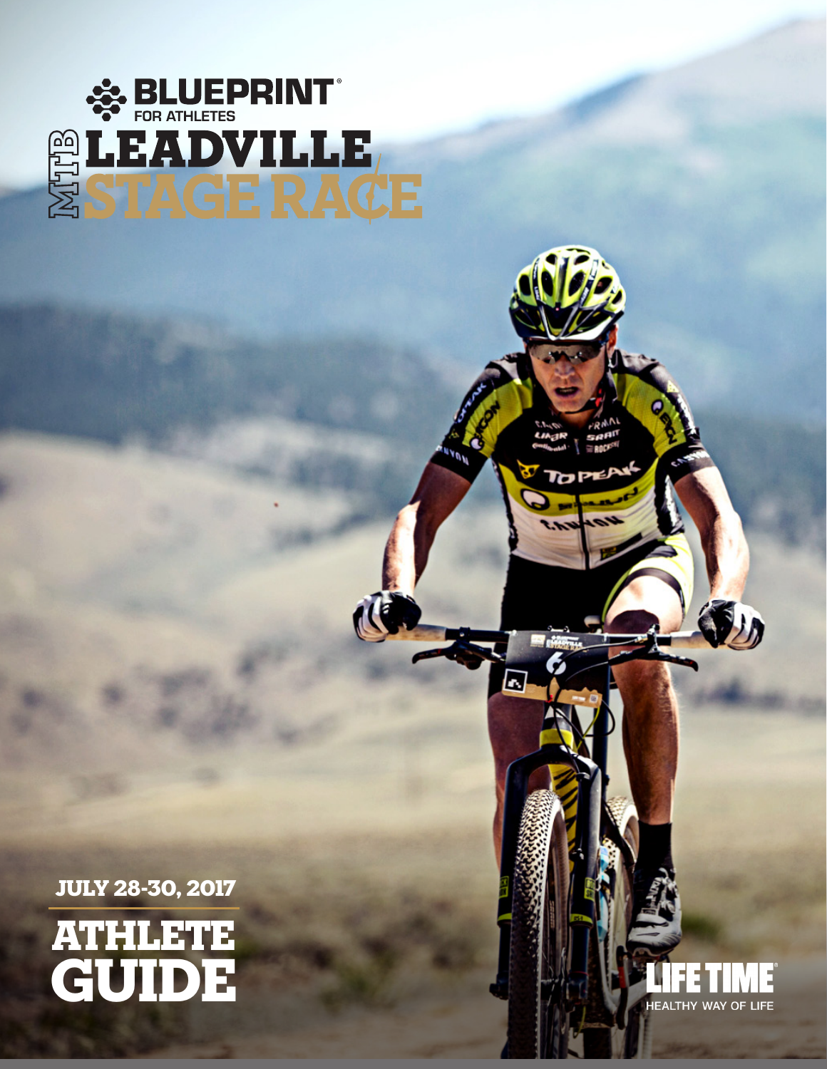# BLUEPRINT® FOR ATHLETES

# MTB LEADVILLE STAGE RACE

JULY 28-30, 2017

# ATHLETE GUIDE

LIFE TIME®
HEALTHY WAY OF LIFE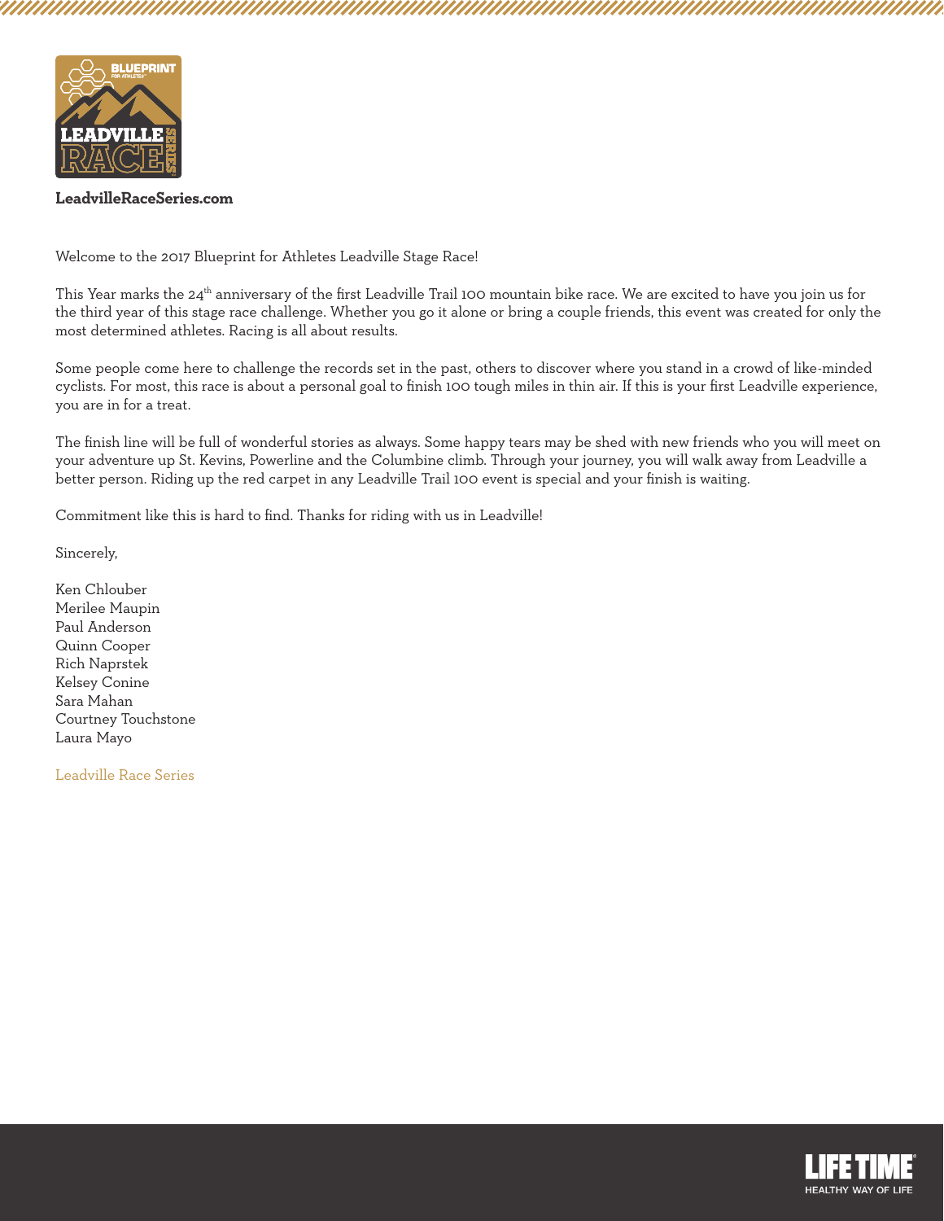**LeadvilleRaceSeries.com**

Welcome to the 2017 Blueprint for Athletes Leadville Stage Race!

This Year marks the 24th anniversary of the first Leadville Trail 100 mountain bike race. We are excited to have you join us for the third year of this stage race challenge. Whether you go it alone or bring a couple friends, this event was created for only the most determined athletes. Racing is all about results.

Some people come here to challenge the records set in the past, others to discover where you stand in a crowd of like-minded cyclists. For most, this race is about a personal goal to finish 100 tough miles in thin air. If this is your first Leadville experience, you are in for a treat.

The finish line will be full of wonderful stories as always. Some happy tears may be shed with new friends who you will meet on your adventure up St. Kevins, Powerline and the Columbine climb. Through your journey, you will walk away from Leadville a better person. Riding up the red carpet in any Leadville Trail 100 event is special and your finish is waiting.

Commitment like this is hard to find. Thanks for riding with us in Leadville!

Sincerely,

Ken Chlouber
Merilee Maupin
Paul Anderson
Quinn Cooper
Rich Naprstek
Kelsey Conine
Sara Mahan
Courtney Touchstone
Laura Mayo

Leadville Race Series

LIFE TIME
HEALTHY WAY OF LIFE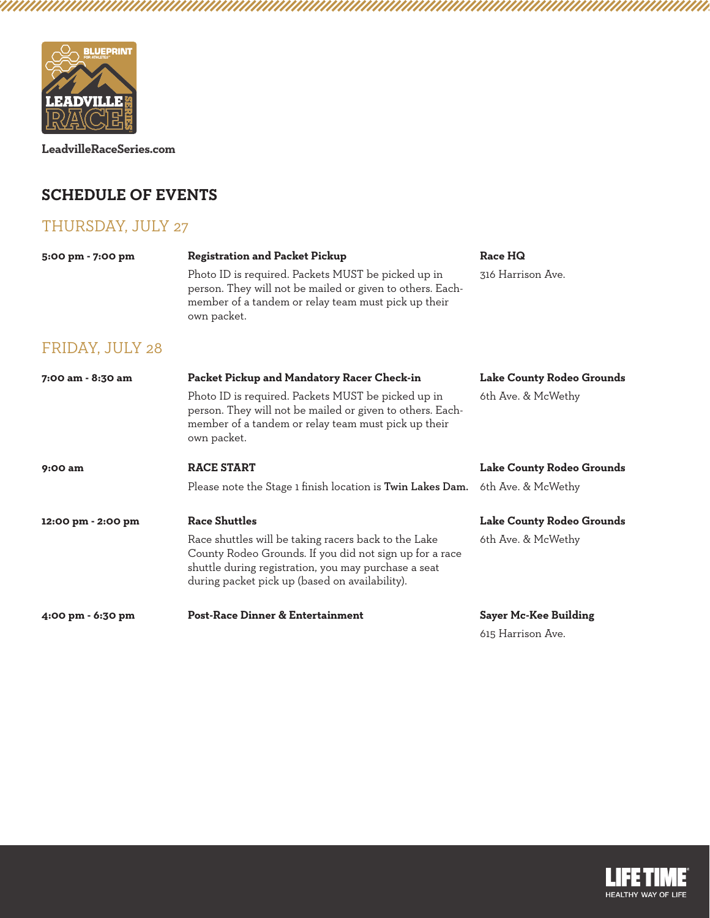LeadvilleRaceSeries.com

## SCHEDULE OF EVENTS

### THURSDAY, JULY 27

| Time | Event | Location |
|---|---|---|
| **5:00 pm - 7:00 pm** | **Registration and Packet Pickup**<br>Photo ID is required. Packets MUST be picked up in person. They will not be mailed or given to others. Each member of a tandem or relay team must pick up their own packet. | **Race HQ**<br>316 Harrison Ave. |

### FRIDAY, JULY 28

| Time | Event | Location |
|---|---|---|
| **7:00 am - 8:30 am** | **Packet Pickup and Mandatory Racer Check-in**<br>Photo ID is required. Packets MUST be picked up in person. They will not be mailed or given to others. Each member of a tandem or relay team must pick up their own packet. | **Lake County Rodeo Grounds**<br>6th Ave. & McWethy |
| **9:00 am** | **RACE START**<br>Please note the Stage 1 finish location is **Twin Lakes Dam.** | **Lake County Rodeo Grounds**<br>6th Ave. & McWethy |
| **12:00 pm - 2:00 pm** | **Race Shuttles**<br>Race shuttles will be taking racers back to the Lake County Rodeo Grounds. If you did not sign up for a race shuttle during registration, you may purchase a seat during packet pick up (based on availability). | **Lake County Rodeo Grounds**<br>6th Ave. & McWethy |
| **4:00 pm - 6:30 pm** | **Post-Race Dinner & Entertainment** | **Sayer Mc-Kee Building**<br>615 Harrison Ave. |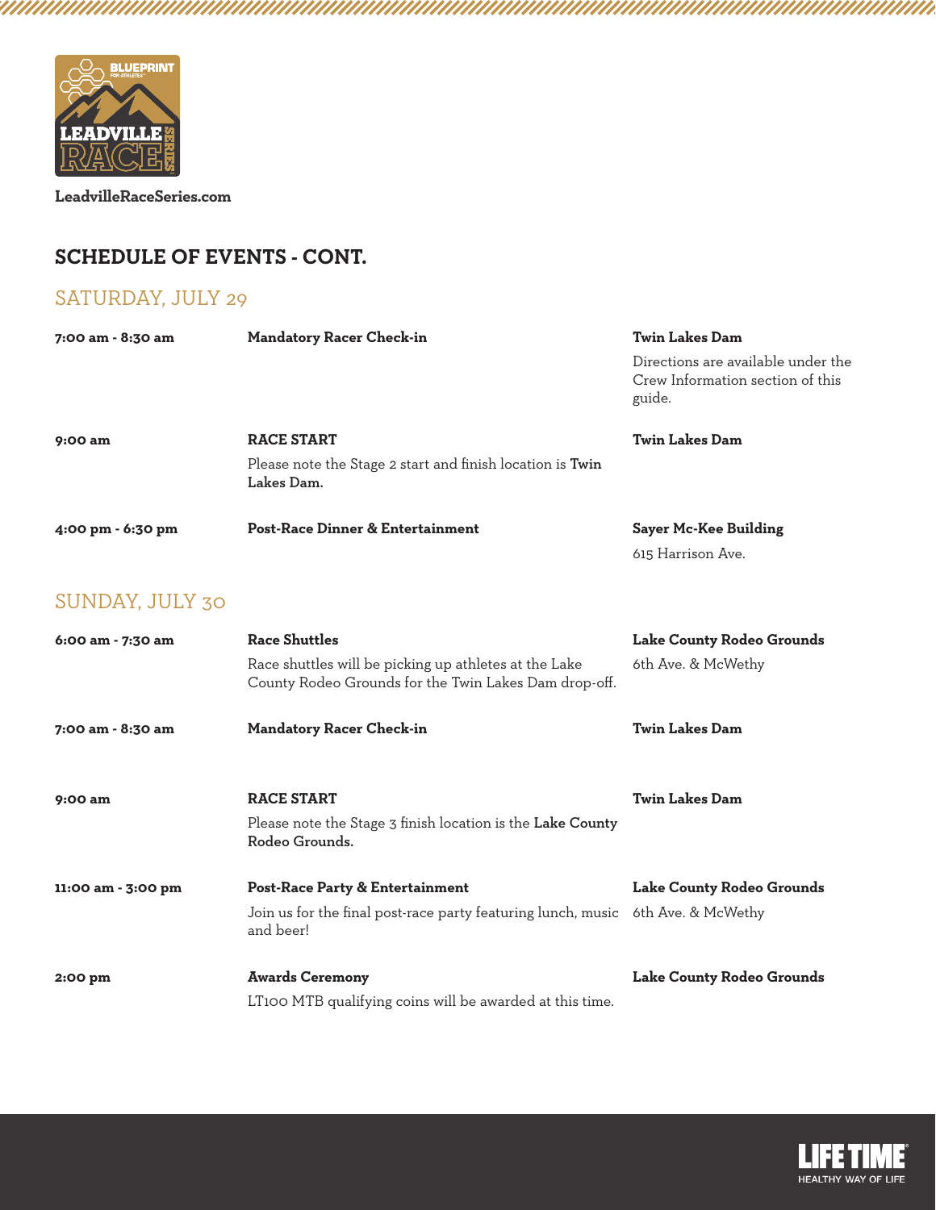LeadvilleRaceSeries.com

## SCHEDULE OF EVENTS - CONT.

### SATURDAY, JULY 29

| Time | Event | Location |
|---|---|---|
| **7:00 am - 8:30 am** | **Mandatory Racer Check-in** | **Twin Lakes Dam**<br>Directions are available under the Crew Information section of this guide. |
| **9:00 am** | **RACE START**<br>Please note the Stage 2 start and finish location is **Twin Lakes Dam.** | **Twin Lakes Dam** |
| **4:00 pm - 6:30 pm** | **Post-Race Dinner & Entertainment** | **Sayer Mc-Kee Building**<br>615 Harrison Ave. |

### SUNDAY, JULY 30

| Time | Event | Location |
|---|---|---|
| **6:00 am - 7:30 am** | **Race Shuttles**<br>Race shuttles will be picking up athletes at the Lake County Rodeo Grounds for the Twin Lakes Dam drop-off. | **Lake County Rodeo Grounds**<br>6th Ave. & McWethy |
| **7:00 am - 8:30 am** | **Mandatory Racer Check-in** | **Twin Lakes Dam** |
| **9:00 am** | **RACE START**<br>Please note the Stage 3 finish location is the **Lake County Rodeo Grounds.** | **Twin Lakes Dam** |
| **11:00 am - 3:00 pm** | **Post-Race Party & Entertainment**<br>Join us for the final post-race party featuring lunch, music and beer! | **Lake County Rodeo Grounds**<br>6th Ave. & McWethy |
| **2:00 pm** | **Awards Ceremony**<br>LT100 MTB qualifying coins will be awarded at this time. | **Lake County Rodeo Grounds** |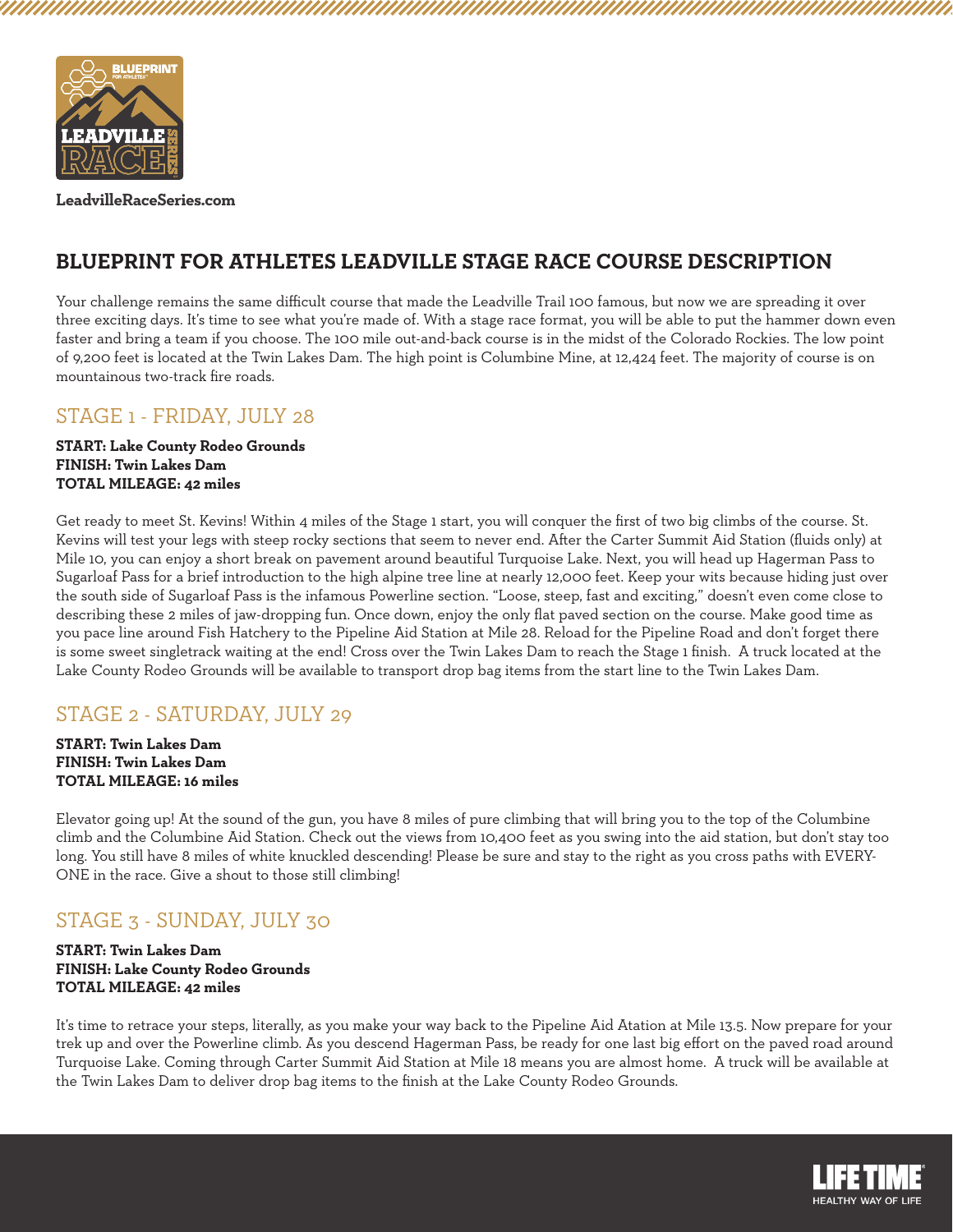LeadvilleRaceSeries.com

## BLUEPRINT FOR ATHLETES LEADVILLE STAGE RACE COURSE DESCRIPTION

Your challenge remains the same difficult course that made the Leadville Trail 100 famous, but now we are spreading it over three exciting days. It's time to see what you're made of. With a stage race format, you will be able to put the hammer down even faster and bring a team if you choose. The 100 mile out-and-back course is in the midst of the Colorado Rockies. The low point of 9,200 feet is located at the Twin Lakes Dam. The high point is Columbine Mine, at 12,424 feet. The majority of course is on mountainous two-track fire roads.

### STAGE 1 - FRIDAY, JULY 28

**START: Lake County Rodeo Grounds**
**FINISH: Twin Lakes Dam**
**TOTAL MILEAGE: 42 miles**

Get ready to meet St. Kevins! Within 4 miles of the Stage 1 start, you will conquer the first of two big climbs of the course. St. Kevins will test your legs with steep rocky sections that seem to never end. After the Carter Summit Aid Station (fluids only) at Mile 10, you can enjoy a short break on pavement around beautiful Turquoise Lake. Next, you will head up Hagerman Pass to Sugarloaf Pass for a brief introduction to the high alpine tree line at nearly 12,000 feet. Keep your wits because hiding just over the south side of Sugarloaf Pass is the infamous Powerline section. "Loose, steep, fast and exciting," doesn't even come close to describing these 2 miles of jaw-dropping fun. Once down, enjoy the only flat paved section on the course. Make good time as you pace line around Fish Hatchery to the Pipeline Aid Station at Mile 28. Reload for the Pipeline Road and don't forget there is some sweet singletrack waiting at the end! Cross over the Twin Lakes Dam to reach the Stage 1 finish. A truck located at the Lake County Rodeo Grounds will be available to transport drop bag items from the start line to the Twin Lakes Dam.

### STAGE 2 - SATURDAY, JULY 29

**START: Twin Lakes Dam**
**FINISH: Twin Lakes Dam**
**TOTAL MILEAGE: 16 miles**

Elevator going up! At the sound of the gun, you have 8 miles of pure climbing that will bring you to the top of the Columbine climb and the Columbine Aid Station. Check out the views from 10,400 feet as you swing into the aid station, but don't stay too long. You still have 8 miles of white knuckled descending! Please be sure and stay to the right as you cross paths with EVERYONE in the race. Give a shout to those still climbing!

### STAGE 3 - SUNDAY, JULY 30

**START: Twin Lakes Dam**
**FINISH: Lake County Rodeo Grounds**
**TOTAL MILEAGE: 42 miles**

It's time to retrace your steps, literally, as you make your way back to the Pipeline Aid Atation at Mile 13.5. Now prepare for your trek up and over the Powerline climb. As you descend Hagerman Pass, be ready for one last big effort on the paved road around Turquoise Lake. Coming through Carter Summit Aid Station at Mile 18 means you are almost home. A truck will be available at the Twin Lakes Dam to deliver drop bag items to the finish at the Lake County Rodeo Grounds.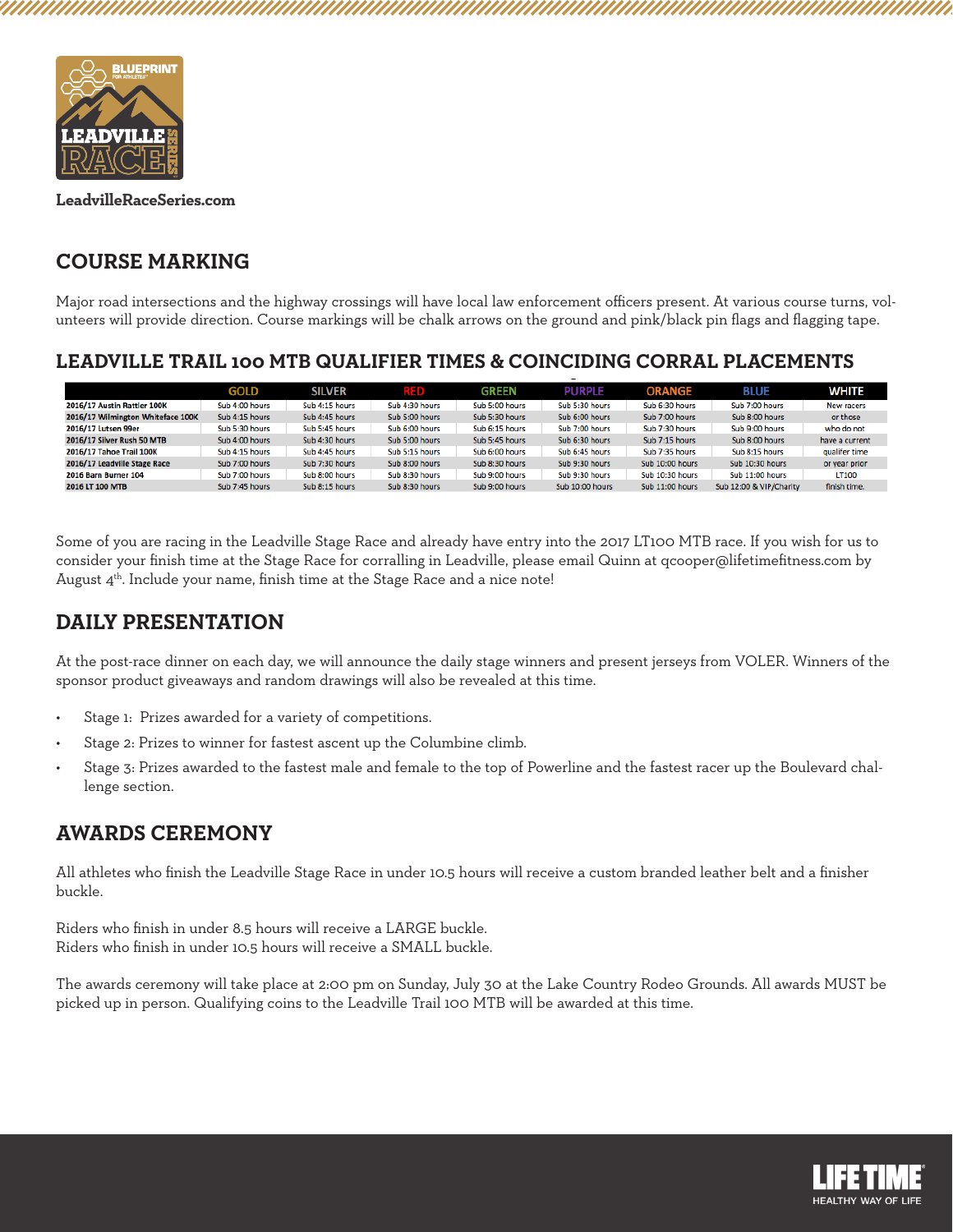LeadvilleRaceSeries.com

## COURSE MARKING

Major road intersections and the highway crossings will have local law enforcement officers present. At various course turns, volunteers will provide direction. Course markings will be chalk arrows on the ground and pink/black pin flags and flagging tape.

## LEADVILLE TRAIL 100 MTB QUALIFIER TIMES & COINCIDING CORRAL PLACEMENTS

| | GOLD | SILVER | RED | GREEN | PURPLE | ORANGE | BLUE | WHITE |
|---|---|---|---|---|---|---|---|---|
| 2016/17 Austin Rattler 100K | Sub 4:00 hours | Sub 4:15 hours | Sub 4:30 hours | Sub 5:00 hours | Sub 5:30 hours | Sub 6:30 hours | Sub 7:00 hours | New racers |
| 2016/17 Wilmington Whiteface 100K | Sub 4:15 hours | Sub 4:45 hours | Sub 5:00 hours | Sub 5:30 hours | Sub 6:00 hours | Sub 7:00 hours | Sub 8:00 hours | or those |
| 2016/17 Lutsen 99er | Sub 5:30 hours | Sub 5:45 hours | Sub 6:00 hours | Sub 6:15 hours | Sub 7:00 hours | Sub 7:30 hours | Sub 9:00 hours | who do not |
| 2016/17 Silver Rush 50 MTB | Sub 4:00 hours | Sub 4:30 hours | Sub 5:00 hours | Sub 5:45 hours | Sub 6:30 hours | Sub 7:15 hours | Sub 8:00 hours | have a current |
| 2016/17 Tahoe Trail 100K | Sub 4:15 hours | Sub 4:45 hours | Sub 5:15 hours | Sub 6:00 hours | Sub 6:45 hours | Sub 7:35 hours | Sub 8:15 hours | qualifer time |
| 2016/17 Leadville Stage Race | Sub 7:00 hours | Sub 7:30 hours | Sub 8:00 hours | Sub 8:30 hours | Sub 9:30 hours | Sub 10:00 hours | Sub 10:30 hours | or year prior |
| 2016 Barn Burner 104 | Sub 7:00 hours | Sub 8:00 hours | Sub 8:30 hours | Sub 9:00 hours | Sub 9:30 hours | Sub 10:30 hours | Sub 11:00 hours | LT100 |
| 2016 LT 100 MTB | Sub 7:45 hours | Sub 8:15 hours | Sub 8:30 hours | Sub 9:00 hours | Sub 10:00 hours | Sub 11:00 hours | Sub 12:00 & VIP/Charity | finish time. |

Some of you are racing in the Leadville Stage Race and already have entry into the 2017 LT100 MTB race. If you wish for us to consider your finish time at the Stage Race for corralling in Leadville, please email Quinn at qcooper@lifetimefitness.com by August 4th. Include your name, finish time at the Stage Race and a nice note!

## DAILY PRESENTATION

At the post-race dinner on each day, we will announce the daily stage winners and present jerseys from VOLER. Winners of the sponsor product giveaways and random drawings will also be revealed at this time.

- Stage 1: Prizes awarded for a variety of competitions.
- Stage 2: Prizes to winner for fastest ascent up the Columbine climb.
- Stage 3: Prizes awarded to the fastest male and female to the top of Powerline and the fastest racer up the Boulevard challenge section.

## AWARDS CEREMONY

All athletes who finish the Leadville Stage Race in under 10.5 hours will receive a custom branded leather belt and a finisher buckle.

Riders who finish in under 8.5 hours will receive a LARGE buckle.
Riders who finish in under 10.5 hours will receive a SMALL buckle.

The awards ceremony will take place at 2:00 pm on Sunday, July 30 at the Lake Country Rodeo Grounds. All awards MUST be picked up in person. Qualifying coins to the Leadville Trail 100 MTB will be awarded at this time.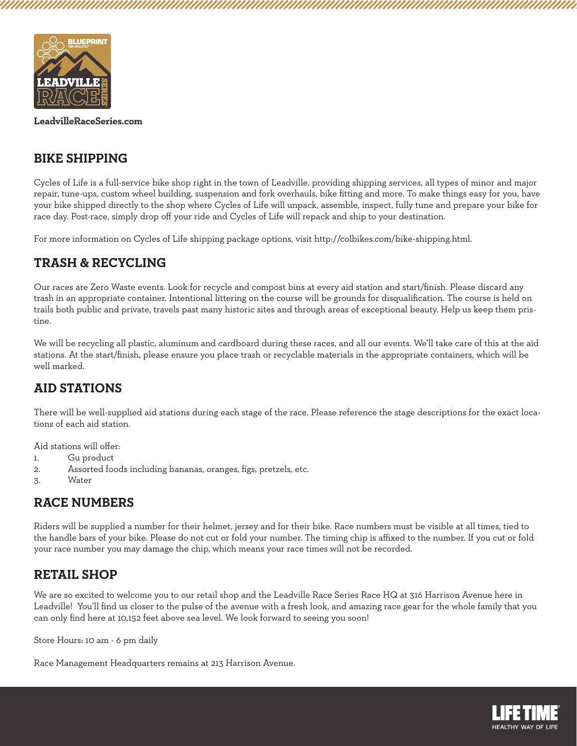LeadvilleRaceSeries.com

## BIKE SHIPPING

Cycles of Life is a full-service bike shop right in the town of Leadville, providing shipping services, all types of minor and major repair, tune-ups, custom wheel building, suspension and fork overhauls, bike fitting and more. To make things easy for you, have your bike shipped directly to the shop where Cycles of Life will unpack, assemble, inspect, fully tune and prepare your bike for race day. Post-race, simply drop off your ride and Cycles of Life will repack and ship to your destination.

For more information on Cycles of Life shipping package options, visit http://colbikes.com/bike-shipping.html.

## TRASH & RECYCLING

Our races are Zero Waste events. Look for recycle and compost bins at every aid station and start/finish. Please discard any trash in an appropriate container. Intentional littering on the course will be grounds for disqualification. The course is held on trails both public and private, travels past many historic sites and through areas of exceptional beauty. Help us keep them pristine.

We will be recycling all plastic, aluminum and cardboard during these races, and all our events. We'll take care of this at the aid stations. At the start/finish, please ensure you place trash or recyclable materials in the appropriate containers, which will be well marked.

## AID STATIONS

There will be well-supplied aid stations during each stage of the race. Please reference the stage descriptions for the exact locations of each aid station.

Aid stations will offer:

1. Gu product
2. Assorted foods including bananas, oranges, figs, pretzels, etc.
3. Water

## RACE NUMBERS

Riders will be supplied a number for their helmet, jersey and for their bike. Race numbers must be visible at all times, tied to the handle bars of your bike. Please do not cut or fold your number. The timing chip is affixed to the number. If you cut or fold your race number you may damage the chip, which means your race times will not be recorded.

## RETAIL SHOP

We are so excited to welcome you to our retail shop and the Leadville Race Series Race HQ at 316 Harrison Avenue here in Leadville! You'll find us closer to the pulse of the avenue with a fresh look, and amazing race gear for the whole family that you can only find here at 10,152 feet above sea level. We look forward to seeing you soon!

Store Hours: 10 am - 6 pm daily

Race Management Headquarters remains at 213 Harrison Avenue.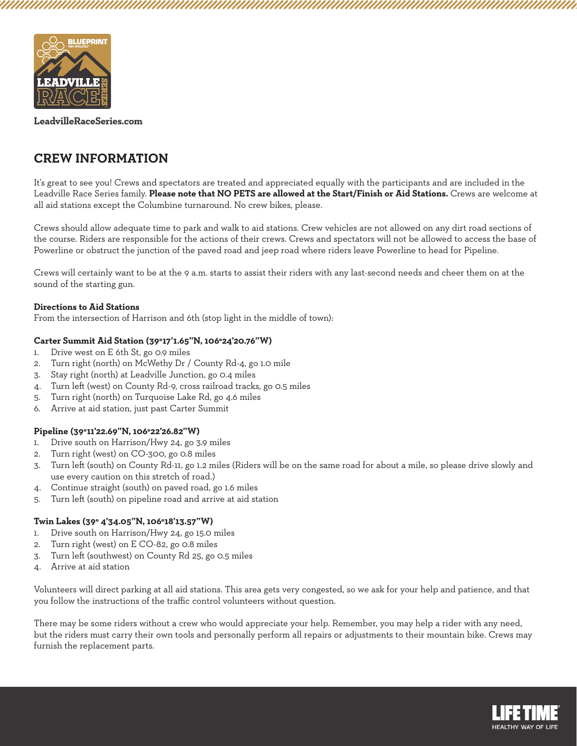LeadvilleRaceSeries.com

## CREW INFORMATION

It's great to see you! Crews and spectators are treated and appreciated equally with the participants and are included in the Leadville Race Series family. **Please note that NO PETS are allowed at the Start/Finish or Aid Stations.** Crews are welcome at all aid stations except the Columbine turnaround. No crew bikes, please.

Crews should allow adequate time to park and walk to aid stations. Crew vehicles are not allowed on any dirt road sections of the course. Riders are responsible for the actions of their crews. Crews and spectators will not be allowed to access the base of Powerline or obstruct the junction of the paved road and jeep road where riders leave Powerline to head for Pipeline.

Crews will certainly want to be at the 9 a.m. starts to assist their riders with any last-second needs and cheer them on at the sound of the starting gun.

**Directions to Aid Stations**
From the intersection of Harrison and 6th (stop light in the middle of town):

**Carter Summit Aid Station (39°17'1.65"N, 106°24'20.76"W)**

1. Drive west on E 6th St, go 0.9 miles
2. Turn right (north) on McWethy Dr / County Rd-4, go 1.0 mile
3. Stay right (north) at Leadville Junction, go 0.4 miles
4. Turn left (west) on County Rd-9, cross railroad tracks, go 0.5 miles
5. Turn right (north) on Turquoise Lake Rd, go 4.6 miles
6. Arrive at aid station, just past Carter Summit

**Pipeline (39°11'22.69"N, 106°22'26.82"W)**

1. Drive south on Harrison/Hwy 24, go 3.9 miles
2. Turn right (west) on CO-300, go 0.8 miles
3. Turn left (south) on County Rd-11, go 1.2 miles (Riders will be on the same road for about a mile, so please drive slowly and use every caution on this stretch of road.)
4. Continue straight (south) on paved road, go 1.6 miles
5. Turn left (south) on pipeline road and arrive at aid station

**Twin Lakes (39° 4'34.05"N, 106°18'13.57"W)**

1. Drive south on Harrison/Hwy 24, go 15.0 miles
2. Turn right (west) on E CO-82, go 0.8 miles
3. Turn left (southwest) on County Rd 25, go 0.5 miles
4. Arrive at aid station

Volunteers will direct parking at all aid stations. This area gets very congested, so we ask for your help and patience, and that you follow the instructions of the traffic control volunteers without question.

There may be some riders without a crew who would appreciate your help. Remember, you may help a rider with any need, but the riders must carry their own tools and personally perform all repairs or adjustments to their mountain bike. Crews may furnish the replacement parts.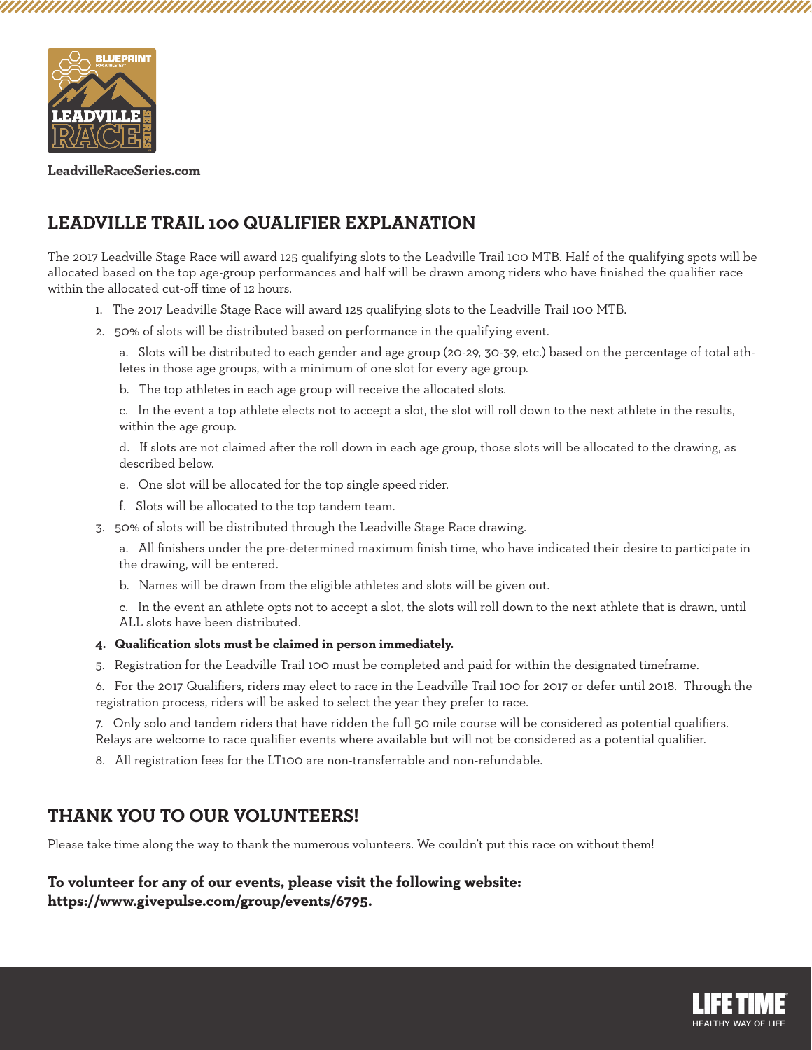LeadvilleRaceSeries.com

## LEADVILLE TRAIL 100 QUALIFIER EXPLANATION

The 2017 Leadville Stage Race will award 125 qualifying slots to the Leadville Trail 100 MTB. Half of the qualifying spots will be allocated based on the top age-group performances and half will be drawn among riders who have finished the qualifier race within the allocated cut-off time of 12 hours.

1. The 2017 Leadville Stage Race will award 125 qualifying slots to the Leadville Trail 100 MTB.
2. 50% of slots will be distributed based on performance in the qualifying event.
   a. Slots will be distributed to each gender and age group (20-29, 30-39, etc.) based on the percentage of total athletes in those age groups, with a minimum of one slot for every age group.
   b. The top athletes in each age group will receive the allocated slots.
   c. In the event a top athlete elects not to accept a slot, the slot will roll down to the next athlete in the results, within the age group.
   d. If slots are not claimed after the roll down in each age group, those slots will be allocated to the drawing, as described below.
   e. One slot will be allocated for the top single speed rider.
   f. Slots will be allocated to the top tandem team.
3. 50% of slots will be distributed through the Leadville Stage Race drawing.
   a. All finishers under the pre-determined maximum finish time, who have indicated their desire to participate in the drawing, will be entered.
   b. Names will be drawn from the eligible athletes and slots will be given out.
   c. In the event an athlete opts not to accept a slot, the slots will roll down to the next athlete that is drawn, until ALL slots have been distributed.
4. **Qualification slots must be claimed in person immediately.**
5. Registration for the Leadville Trail 100 must be completed and paid for within the designated timeframe.
6. For the 2017 Qualifiers, riders may elect to race in the Leadville Trail 100 for 2017 or defer until 2018. Through the registration process, riders will be asked to select the year they prefer to race.
7. Only solo and tandem riders that have ridden the full 50 mile course will be considered as potential qualifiers. Relays are welcome to race qualifier events where available but will not be considered as a potential qualifier.
8. All registration fees for the LT100 are non-transferrable and non-refundable.

## THANK YOU TO OUR VOLUNTEERS!

Please take time along the way to thank the numerous volunteers. We couldn't put this race on without them!

**To volunteer for any of our events, please visit the following website: https://www.givepulse.com/group/events/6795.**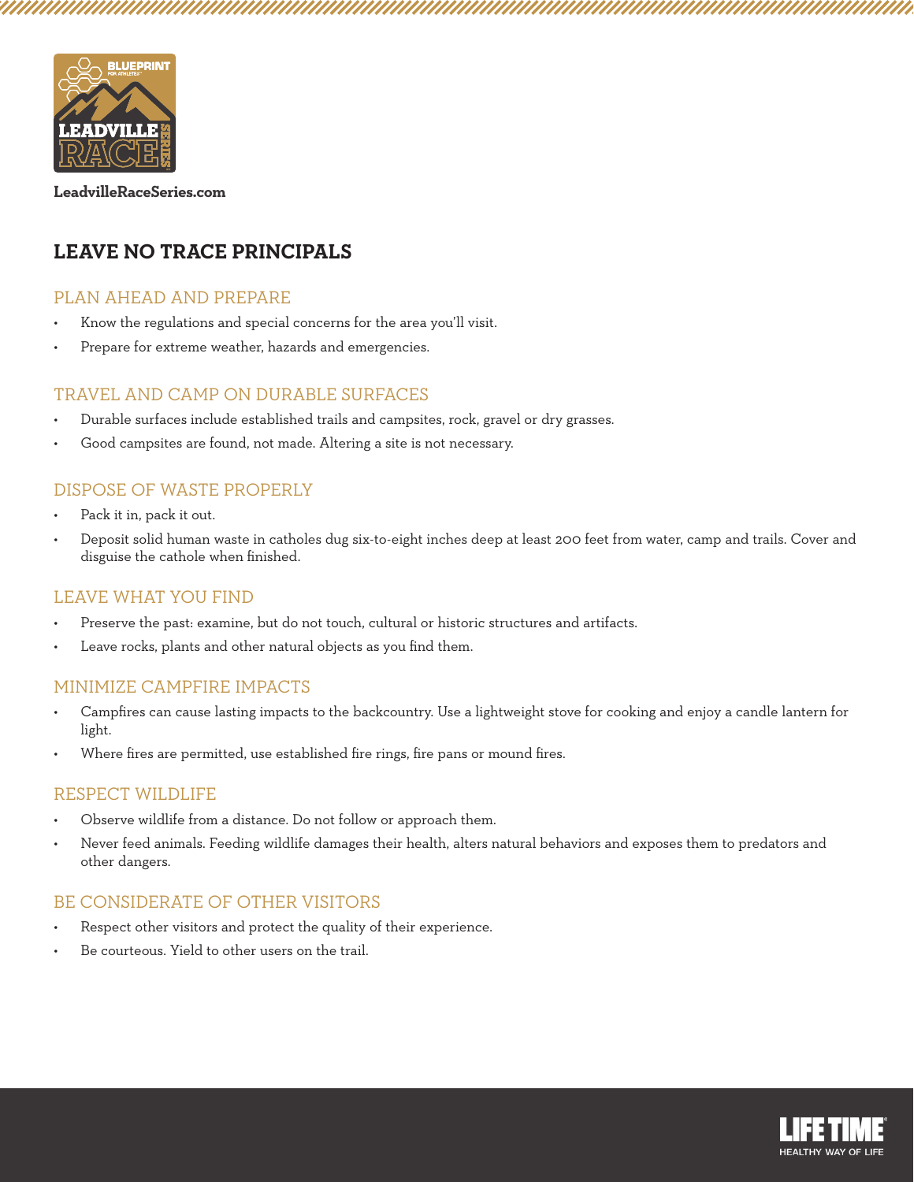LeadvilleRaceSeries.com

# LEAVE NO TRACE PRINCIPALS

## PLAN AHEAD AND PREPARE

- Know the regulations and special concerns for the area you'll visit.
- Prepare for extreme weather, hazards and emergencies.

## TRAVEL AND CAMP ON DURABLE SURFACES

- Durable surfaces include established trails and campsites, rock, gravel or dry grasses.
- Good campsites are found, not made. Altering a site is not necessary.

## DISPOSE OF WASTE PROPERLY

- Pack it in, pack it out.
- Deposit solid human waste in catholes dug six-to-eight inches deep at least 200 feet from water, camp and trails. Cover and disguise the cathole when finished.

## LEAVE WHAT YOU FIND

- Preserve the past: examine, but do not touch, cultural or historic structures and artifacts.
- Leave rocks, plants and other natural objects as you find them.

## MINIMIZE CAMPFIRE IMPACTS

- Campfires can cause lasting impacts to the backcountry. Use a lightweight stove for cooking and enjoy a candle lantern for light.
- Where fires are permitted, use established fire rings, fire pans or mound fires.

## RESPECT WILDLIFE

- Observe wildlife from a distance. Do not follow or approach them.
- Never feed animals. Feeding wildlife damages their health, alters natural behaviors and exposes them to predators and other dangers.

## BE CONSIDERATE OF OTHER VISITORS

- Respect other visitors and protect the quality of their experience.
- Be courteous. Yield to other users on the trail.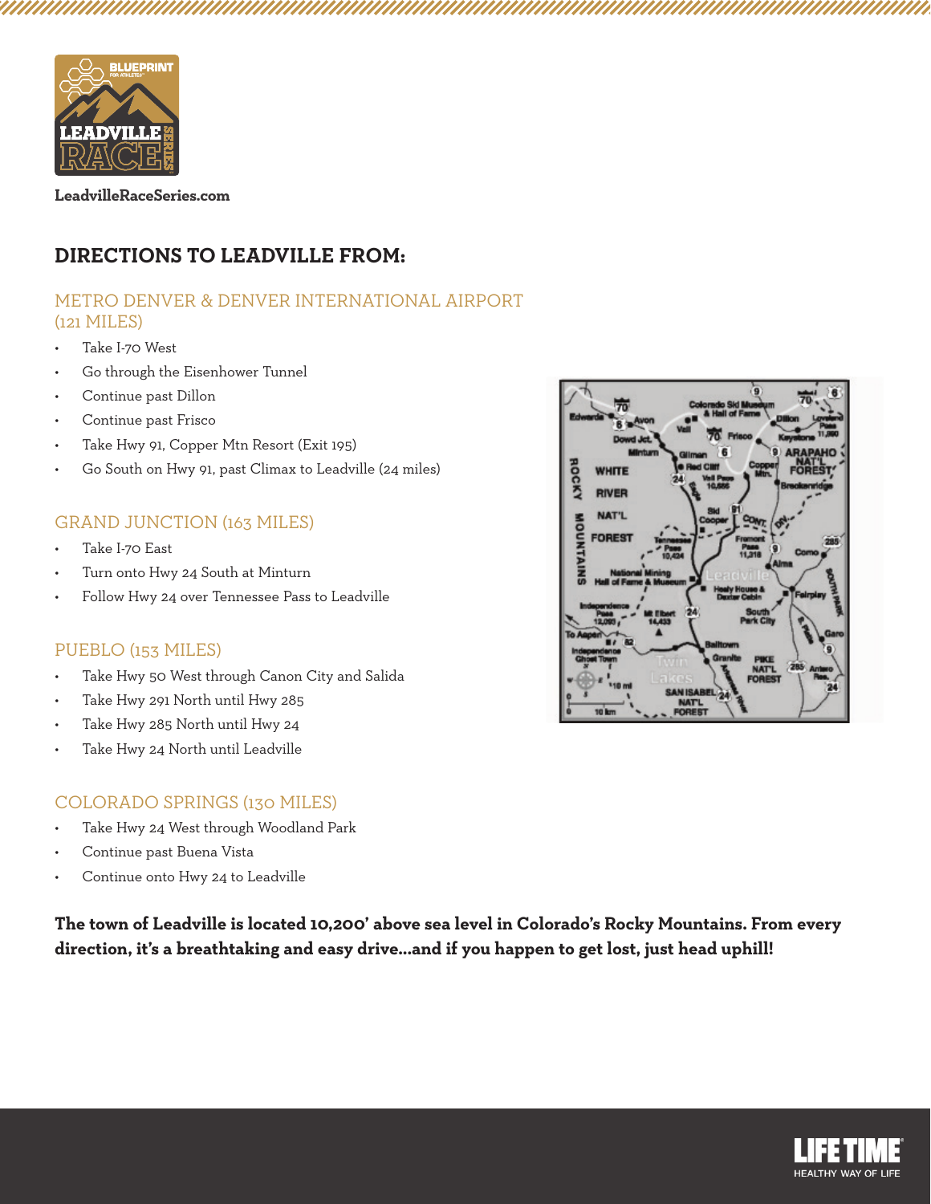LeadvilleRaceSeries.com

## DIRECTIONS TO LEADVILLE FROM:

### METRO DENVER & DENVER INTERNATIONAL AIRPORT (121 MILES)

- Take I-70 West
- Go through the Eisenhower Tunnel
- Continue past Dillon
- Continue past Frisco
- Take Hwy 91, Copper Mtn Resort (Exit 195)
- Go South on Hwy 91, past Climax to Leadville (24 miles)

### GRAND JUNCTION (163 MILES)

- Take I-70 East
- Turn onto Hwy 24 South at Minturn
- Follow Hwy 24 over Tennessee Pass to Leadville

### PUEBLO (153 MILES)

- Take Hwy 50 West through Canon City and Salida
- Take Hwy 291 North until Hwy 285
- Take Hwy 285 North until Hwy 24
- Take Hwy 24 North until Leadville

### COLORADO SPRINGS (130 MILES)

- Take Hwy 24 West through Woodland Park
- Continue past Buena Vista
- Continue onto Hwy 24 to Leadville

**The town of Leadville is located 10,200' above sea level in Colorado's Rocky Mountains. From every direction, it's a breathtaking and easy drive...and if you happen to get lost, just head uphill!**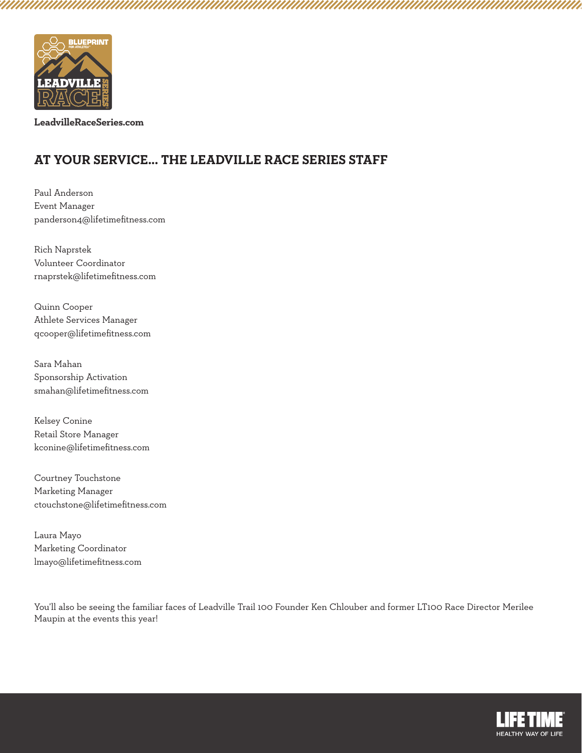**LeadvilleRaceSeries.com**

## AT YOUR SERVICE… THE LEADVILLE RACE SERIES STAFF

Paul Anderson
Event Manager
panderson4@lifetimefitness.com

Rich Naprstek
Volunteer Coordinator
rnaprstek@lifetimefitness.com

Quinn Cooper
Athlete Services Manager
qcooper@lifetimefitness.com

Sara Mahan
Sponsorship Activation
smahan@lifetimefitness.com

Kelsey Conine
Retail Store Manager
kconine@lifetimefitness.com

Courtney Touchstone
Marketing Manager
ctouchstone@lifetimefitness.com

Laura Mayo
Marketing Coordinator
lmayo@lifetimefitness.com

You'll also be seeing the familiar faces of Leadville Trail 100 Founder Ken Chlouber and former LT100 Race Director Merilee Maupin at the events this year!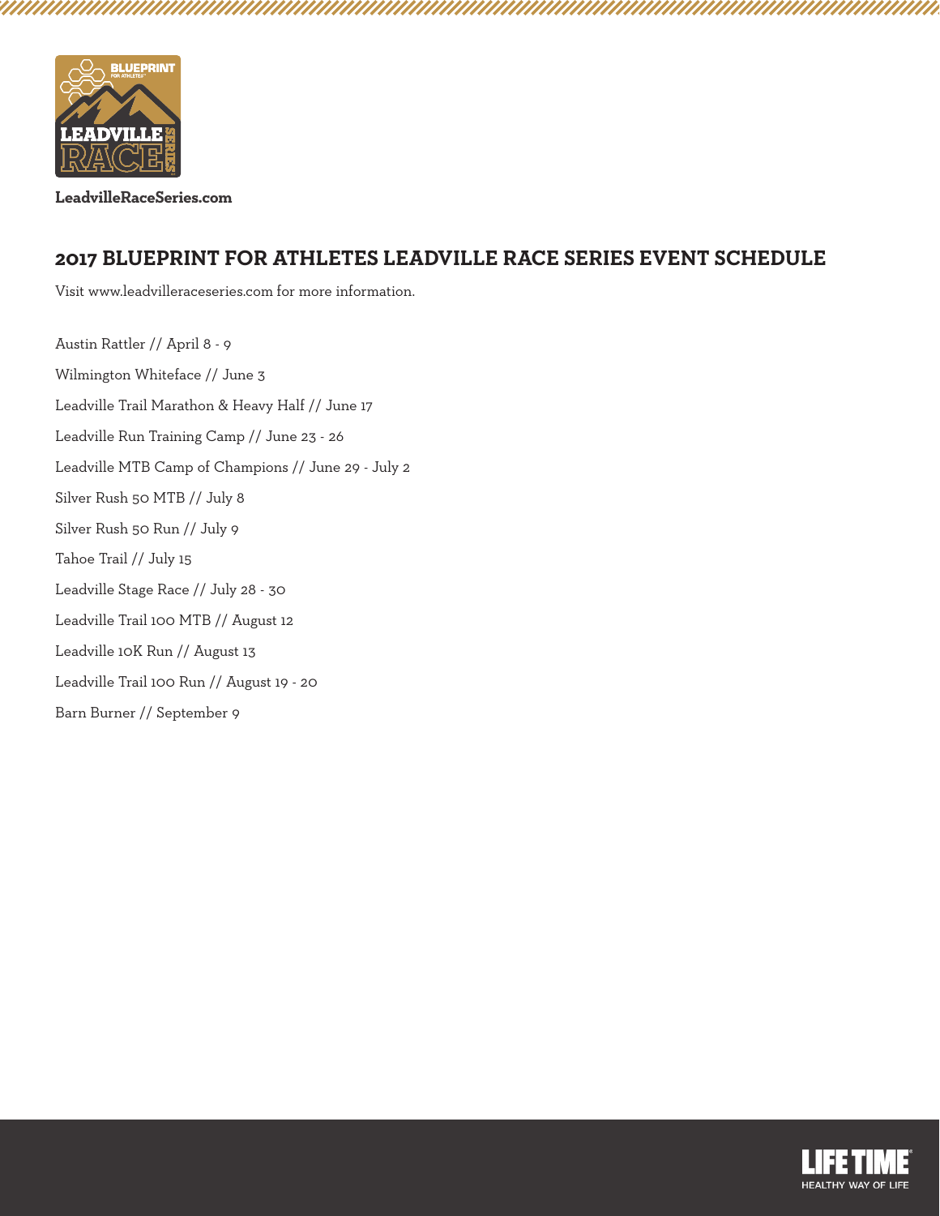LeadvilleRaceSeries.com

## 2017 BLUEPRINT FOR ATHLETES LEADVILLE RACE SERIES EVENT SCHEDULE

Visit www.leadvilleraceseries.com for more information.

Austin Rattler // April 8 - 9

Wilmington Whiteface // June 3

Leadville Trail Marathon & Heavy Half // June 17

Leadville Run Training Camp // June 23 - 26

Leadville MTB Camp of Champions // June 29 - July 2

Silver Rush 50 MTB // July 8

Silver Rush 50 Run // July 9

Tahoe Trail // July 15

Leadville Stage Race // July 28 - 30

Leadville Trail 100 MTB // August 12

Leadville 10K Run // August 13

Leadville Trail 100 Run // August 19 - 20

Barn Burner // September 9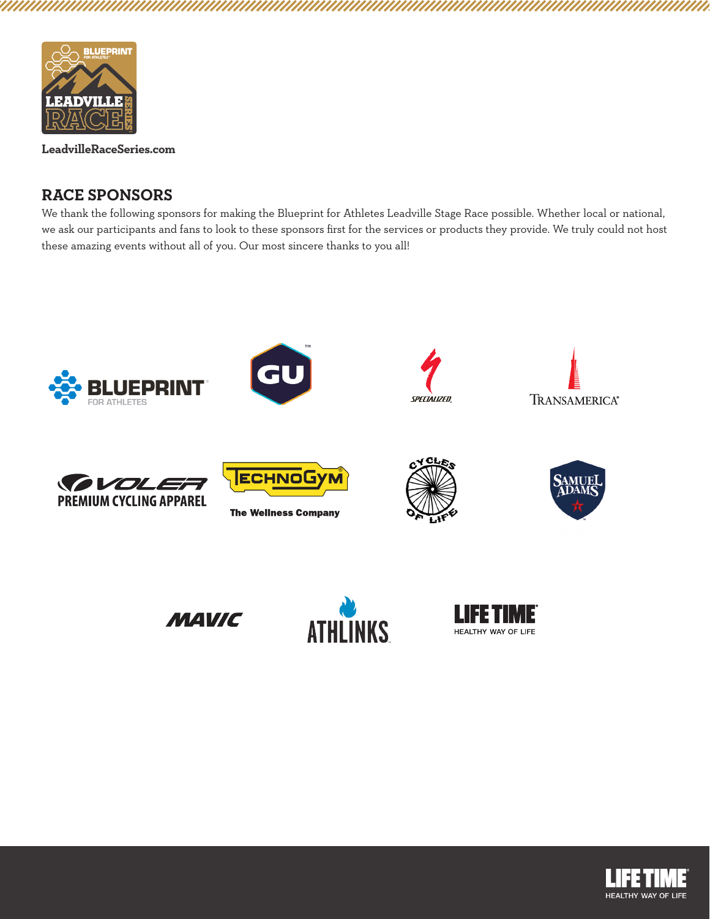LeadvilleRaceSeries.com

## RACE SPONSORS

We thank the following sponsors for making the Blueprint for Athletes Leadville Stage Race possible. Whether local or national, we ask our participants and fans to look to these sponsors first for the services or products they provide. We truly could not host these amazing events without all of you. Our most sincere thanks to you all!